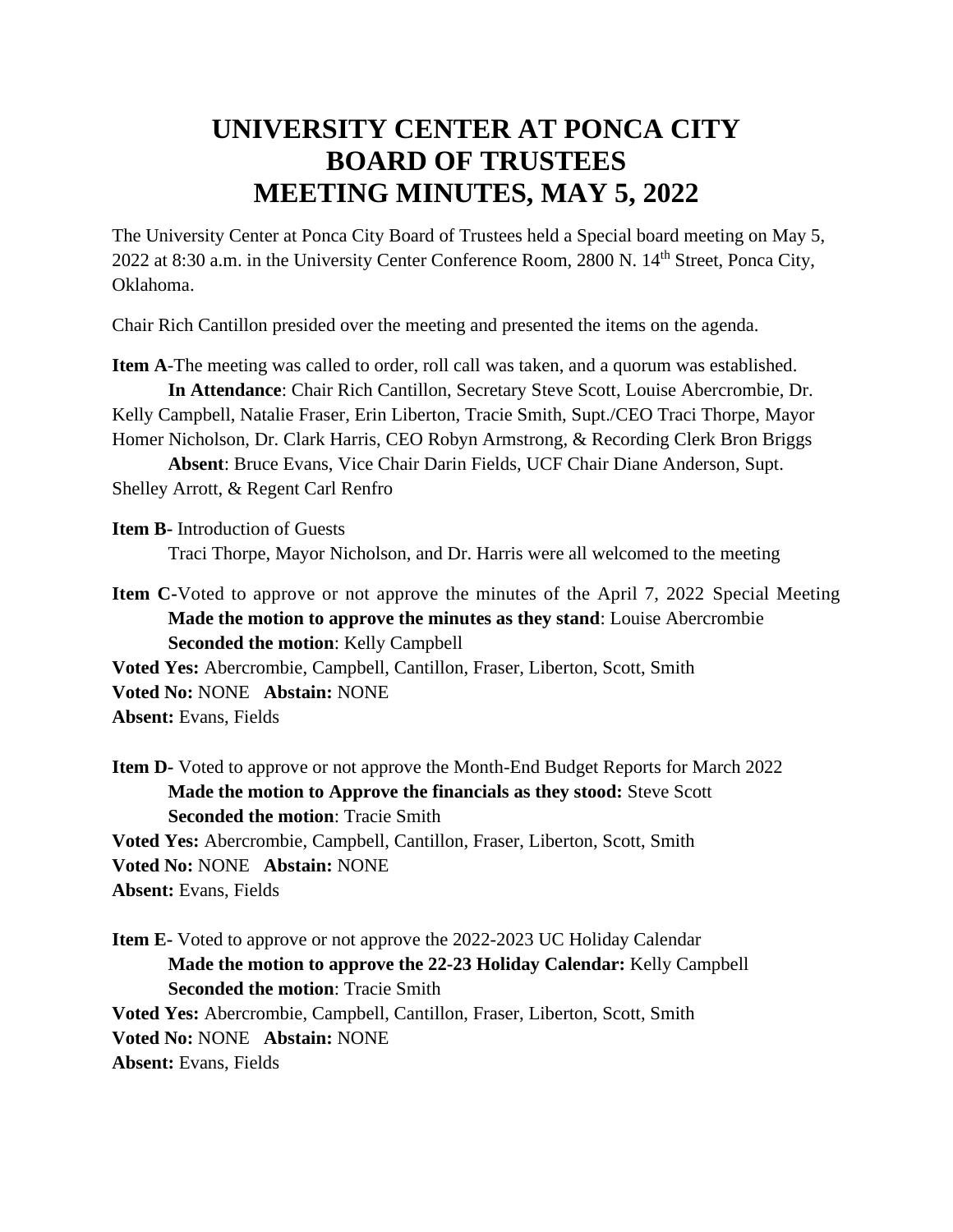# UNIVERSITY CENTER AT PONCA CITY BOARD OF TRUSTEES MEETING MINUTES, MAY 5, 2022

The University Center at Ponca City Board of Trustees held a Special board meeting on May 5, 2022 at 8:30 a.m. in the University Center Conference Room, 2800 N. 14th Street, Ponca City, Oklahoma.

Chair Rich Cantillon presided over the meeting and presented the items on the agenda.

**Item A**-The meeting was called to order, roll call was taken, and a quorum was established.

**In Attendance**: Chair Rich Cantillon, Secretary Steve Scott, Louise Abercrombie, Dr. Kelly Campbell, Natalie Fraser, Erin Liberton, Tracie Smith, Supt./CEO Traci Thorpe, Mayor Homer Nicholson, Dr. Clark Harris, CEO Robyn Armstrong, & Recording Clerk Bron Briggs

**Absent**: Bruce Evans, Vice Chair Darin Fields, UCF Chair Diane Anderson, Supt. Shelley Arrott, & Regent Carl Renfro

**Item B**- Introduction of Guests

Traci Thorpe, Mayor Nicholson, and Dr. Harris were all welcomed to the meeting

**Item C**-Voted to approve or not approve the minutes of the April 7, 2022 Special Meeting

**Made the motion to approve the minutes as they stand**: Louise Abercrombie

**Seconded the motion**: Kelly Campbell

**Voted Yes:** Abercrombie, Campbell, Cantillon, Fraser, Liberton, Scott, Smith

**Voted No:** NONE **Abstain:** NONE

**Absent:** Evans, Fields

**Item D**- Voted to approve or not approve the Month-End Budget Reports for March 2022

**Made the motion to Approve the financials as they stood:** Steve Scott

**Seconded the motion**: Tracie Smith

**Voted Yes:** Abercrombie, Campbell, Cantillon, Fraser, Liberton, Scott, Smith

**Voted No:** NONE **Abstain:** NONE

**Absent:** Evans, Fields

**Item E**- Voted to approve or not approve the 2022-2023 UC Holiday Calendar

**Made the motion to approve the 22-23 Holiday Calendar:** Kelly Campbell

**Seconded the motion**: Tracie Smith

**Voted Yes:** Abercrombie, Campbell, Cantillon, Fraser, Liberton, Scott, Smith

**Voted No:** NONE **Abstain:** NONE

**Absent:** Evans, Fields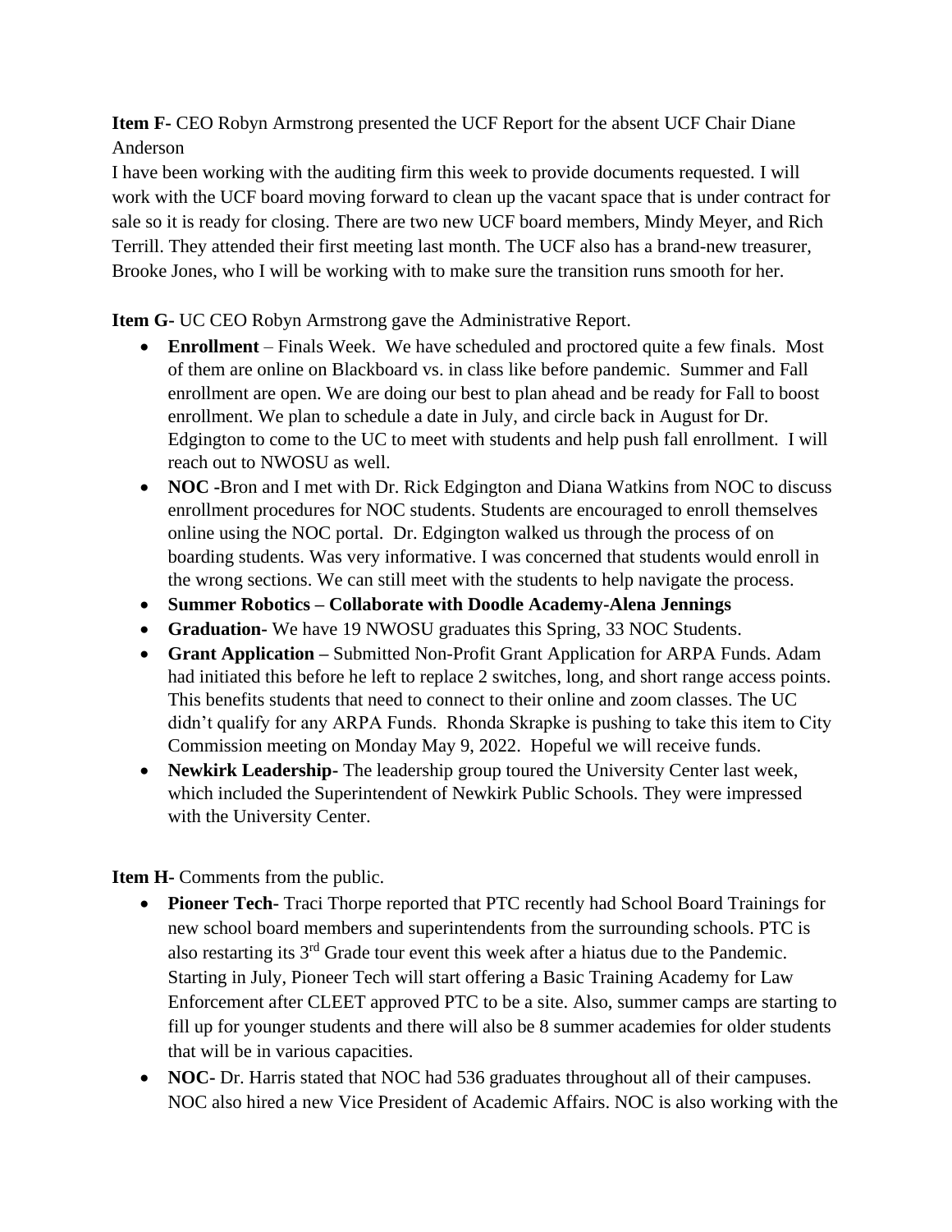**Item F-** CEO Robyn Armstrong presented the UCF Report for the absent UCF Chair Diane Anderson

I have been working with the auditing firm this week to provide documents requested. I will work with the UCF board moving forward to clean up the vacant space that is under contract for sale so it is ready for closing. There are two new UCF board members, Mindy Meyer, and Rich Terrill. They attended their first meeting last month. The UCF also has a brand-new treasurer, Brooke Jones, who I will be working with to make sure the transition runs smooth for her.

**Item G-** UC CEO Robyn Armstrong gave the Administrative Report.

- **Enrollment** – Finals Week. We have scheduled and proctored quite a few finals. Most of them are online on Blackboard vs. in class like before pandemic. Summer and Fall enrollment are open. We are doing our best to plan ahead and be ready for Fall to boost enrollment. We plan to schedule a date in July, and circle back in August for Dr. Edgington to come to the UC to meet with students and help push fall enrollment. I will reach out to NWOSU as well.
- **NOC -**Bron and I met with Dr. Rick Edgington and Diana Watkins from NOC to discuss enrollment procedures for NOC students. Students are encouraged to enroll themselves online using the NOC portal. Dr. Edgington walked us through the process of on boarding students. Was very informative. I was concerned that students would enroll in the wrong sections. We can still meet with the students to help navigate the process.
- **Summer Robotics – Collaborate with Doodle Academy-Alena Jennings**
- **Graduation-** We have 19 NWOSU graduates this Spring, 33 NOC Students.
- **Grant Application –** Submitted Non-Profit Grant Application for ARPA Funds. Adam had initiated this before he left to replace 2 switches, long, and short range access points. This benefits students that need to connect to their online and zoom classes. The UC didn't qualify for any ARPA Funds. Rhonda Skrapke is pushing to take this item to City Commission meeting on Monday May 9, 2022. Hopeful we will receive funds.
- **Newkirk Leadership-** The leadership group toured the University Center last week, which included the Superintendent of Newkirk Public Schools. They were impressed with the University Center.

**Item H-** Comments from the public.

- **Pioneer Tech-** Traci Thorpe reported that PTC recently had School Board Trainings for new school board members and superintendents from the surrounding schools. PTC is also restarting its 3rd Grade tour event this week after a hiatus due to the Pandemic. Starting in July, Pioneer Tech will start offering a Basic Training Academy for Law Enforcement after CLEET approved PTC to be a site. Also, summer camps are starting to fill up for younger students and there will also be 8 summer academies for older students that will be in various capacities.
- **NOC-** Dr. Harris stated that NOC had 536 graduates throughout all of their campuses. NOC also hired a new Vice President of Academic Affairs. NOC is also working with the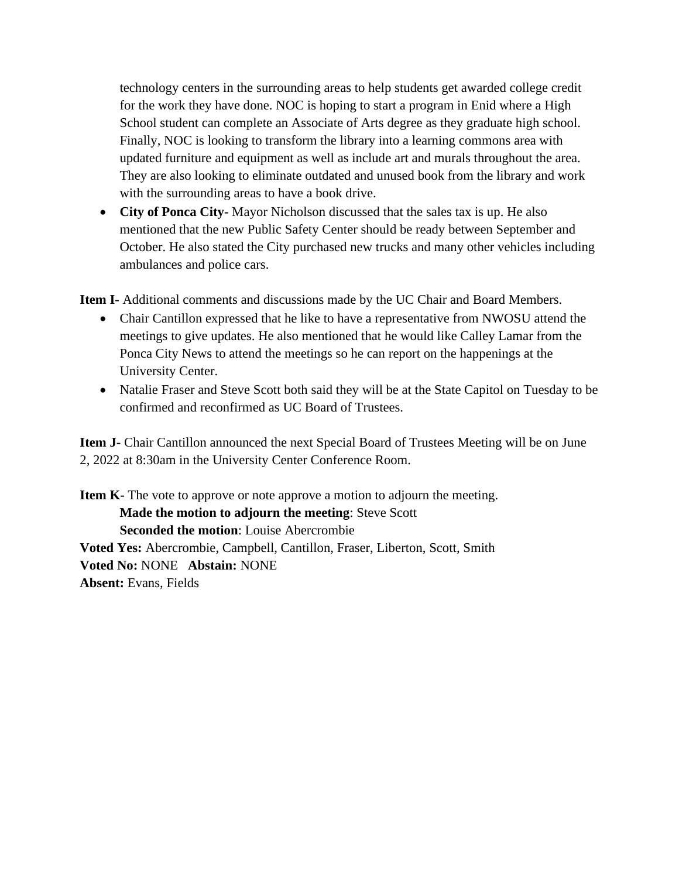technology centers in the surrounding areas to help students get awarded college credit for the work they have done. NOC is hoping to start a program in Enid where a High School student can complete an Associate of Arts degree as they graduate high school. Finally, NOC is looking to transform the library into a learning commons area with updated furniture and equipment as well as include art and murals throughout the area. They are also looking to eliminate outdated and unused book from the library and work with the surrounding areas to have a book drive.

- **City of Ponca City-** Mayor Nicholson discussed that the sales tax is up. He also mentioned that the new Public Safety Center should be ready between September and October. He also stated the City purchased new trucks and many other vehicles including ambulances and police cars.

**Item I-** Additional comments and discussions made by the UC Chair and Board Members.

- Chair Cantillon expressed that he like to have a representative from NWOSU attend the meetings to give updates. He also mentioned that he would like Calley Lamar from the Ponca City News to attend the meetings so he can report on the happenings at the University Center.
- Natalie Fraser and Steve Scott both said they will be at the State Capitol on Tuesday to be confirmed and reconfirmed as UC Board of Trustees.

**Item J-** Chair Cantillon announced the next Special Board of Trustees Meeting will be on June 2, 2022 at 8:30am in the University Center Conference Room.

**Item K-** The vote to approve or note approve a motion to adjourn the meeting.

**Made the motion to adjourn the meeting**: Steve Scott
**Seconded the motion**: Louise Abercrombie

**Voted Yes:** Abercrombie, Campbell, Cantillon, Fraser, Liberton, Scott, Smith
**Voted No:** NONE **Abstain:** NONE
**Absent:** Evans, Fields